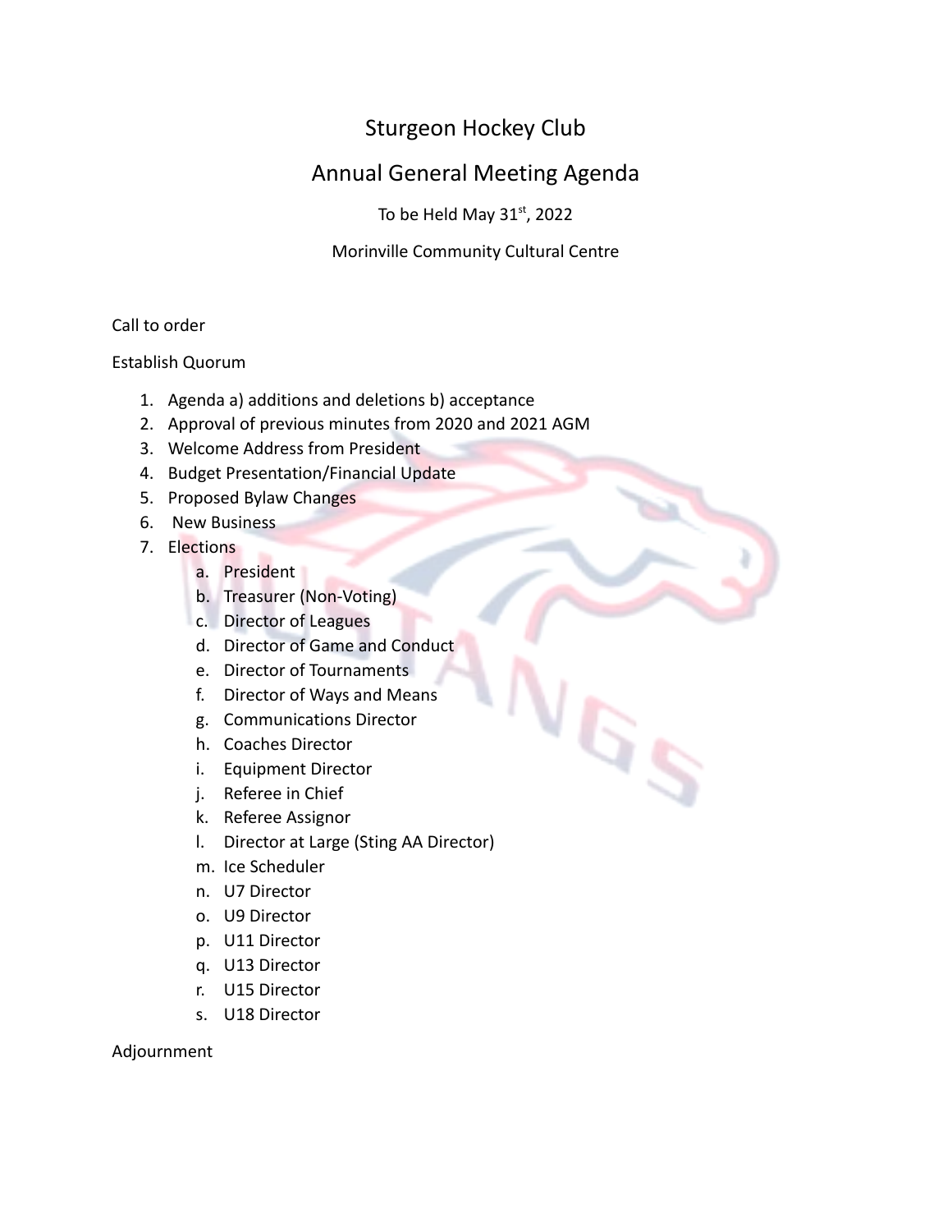# Sturgeon Hockey Club

## Annual General Meeting Agenda

To be Held May 31st, 2022

Morinville Community Cultural Centre

Call to order

Establish Quorum

1. Agenda a) additions and deletions b) acceptance
2. Approval of previous minutes from 2020 and 2021 AGM
3. Welcome Address from President
4. Budget Presentation/Financial Update
5. Proposed Bylaw Changes
6. New Business
7. Elections
    a. President
    b. Treasurer (Non-Voting)
    c. Director of Leagues
    d. Director of Game and Conduct
    e. Director of Tournaments
    f. Director of Ways and Means
    g. Communications Director
    h. Coaches Director
    i. Equipment Director
    j. Referee in Chief
    k. Referee Assignor
    l. Director at Large (Sting AA Director)
    m. Ice Scheduler
    n. U7 Director
    o. U9 Director
    p. U11 Director
    q. U13 Director
    r. U15 Director
    s. U18 Director

Adjournment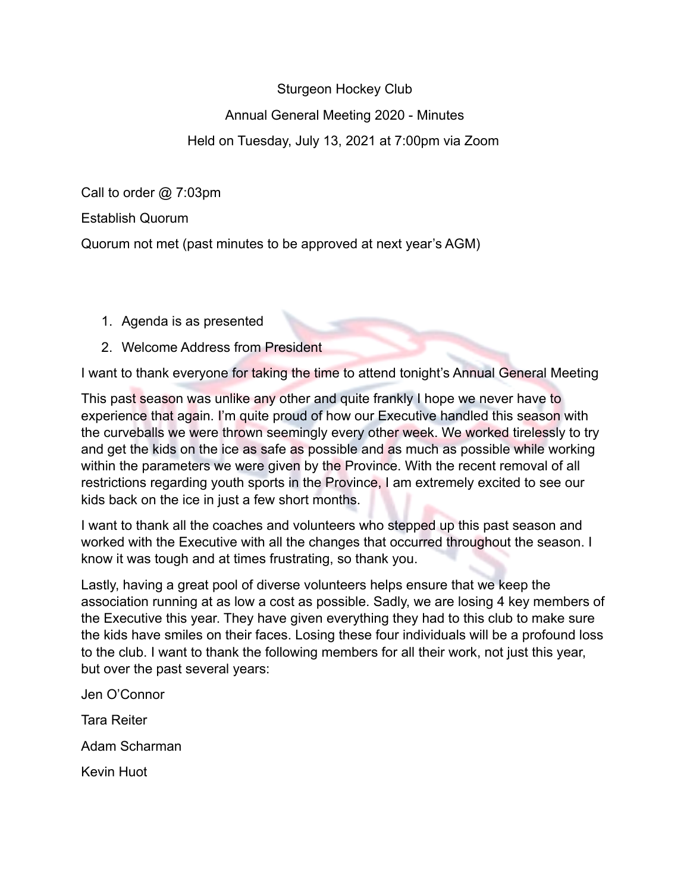Sturgeon Hockey Club

Annual General Meeting 2020 - Minutes

Held on Tuesday, July 13, 2021 at 7:00pm via Zoom

Call to order @ 7:03pm

Establish Quorum

Quorum not met (past minutes to be approved at next year's AGM)

1. Agenda is as presented
2. Welcome Address from President

I want to thank everyone for taking the time to attend tonight's Annual General Meeting

This past season was unlike any other and quite frankly I hope we never have to experience that again. I'm quite proud of how our Executive handled this season with the curveballs we were thrown seemingly every other week. We worked tirelessly to try and get the kids on the ice as safe as possible and as much as possible while working within the parameters we were given by the Province. With the recent removal of all restrictions regarding youth sports in the Province, I am extremely excited to see our kids back on the ice in just a few short months.

I want to thank all the coaches and volunteers who stepped up this past season and worked with the Executive with all the changes that occurred throughout the season. I know it was tough and at times frustrating, so thank you.

Lastly, having a great pool of diverse volunteers helps ensure that we keep the association running at as low a cost as possible. Sadly, we are losing 4 key members of the Executive this year. They have given everything they had to this club to make sure the kids have smiles on their faces. Losing these four individuals will be a profound loss to the club. I want to thank the following members for all their work, not just this year, but over the past several years:

Jen O'Connor

Tara Reiter

Adam Scharman

Kevin Huot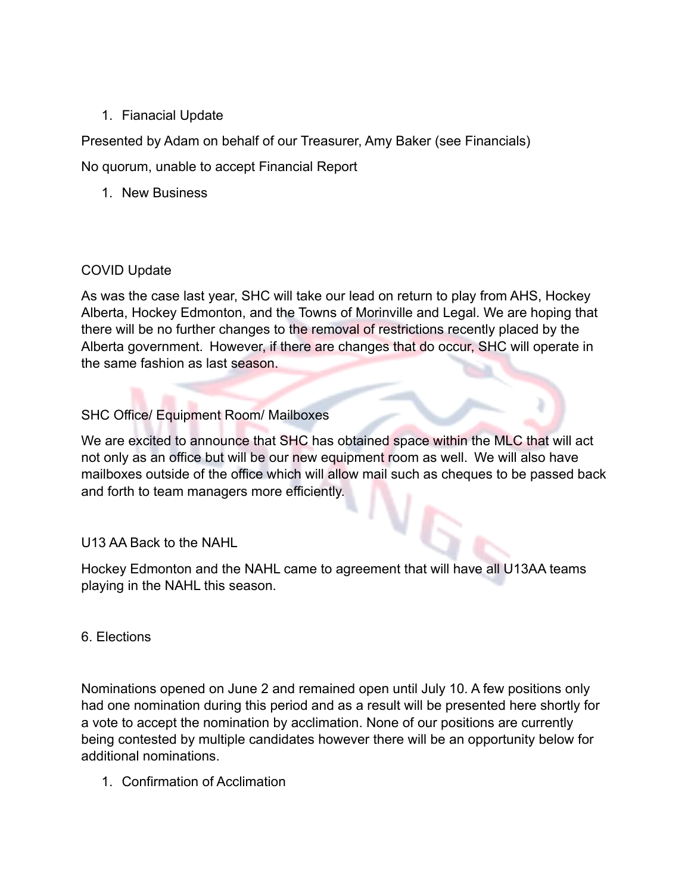1. Fianacial Update

Presented by Adam on behalf of our Treasurer, Amy Baker (see Financials)

No quorum, unable to accept Financial Report

1. New Business

COVID Update

As was the case last year, SHC will take our lead on return to play from AHS, Hockey Alberta, Hockey Edmonton, and the Towns of Morinville and Legal. We are hoping that there will be no further changes to the removal of restrictions recently placed by the Alberta government. However, if there are changes that do occur, SHC will operate in the same fashion as last season.

SHC Office/ Equipment Room/ Mailboxes

We are excited to announce that SHC has obtained space within the MLC that will act not only as an office but will be our new equipment room as well. We will also have mailboxes outside of the office which will allow mail such as cheques to be passed back and forth to team managers more efficiently.

U13 AA Back to the NAHL

Hockey Edmonton and the NAHL came to agreement that will have all U13AA teams playing in the NAHL this season.

6. Elections

Nominations opened on June 2 and remained open until July 10. A few positions only had one nomination during this period and as a result will be presented here shortly for a vote to accept the nomination by acclimation. None of our positions are currently being contested by multiple candidates however there will be an opportunity below for additional nominations.

1. Confirmation of Acclimation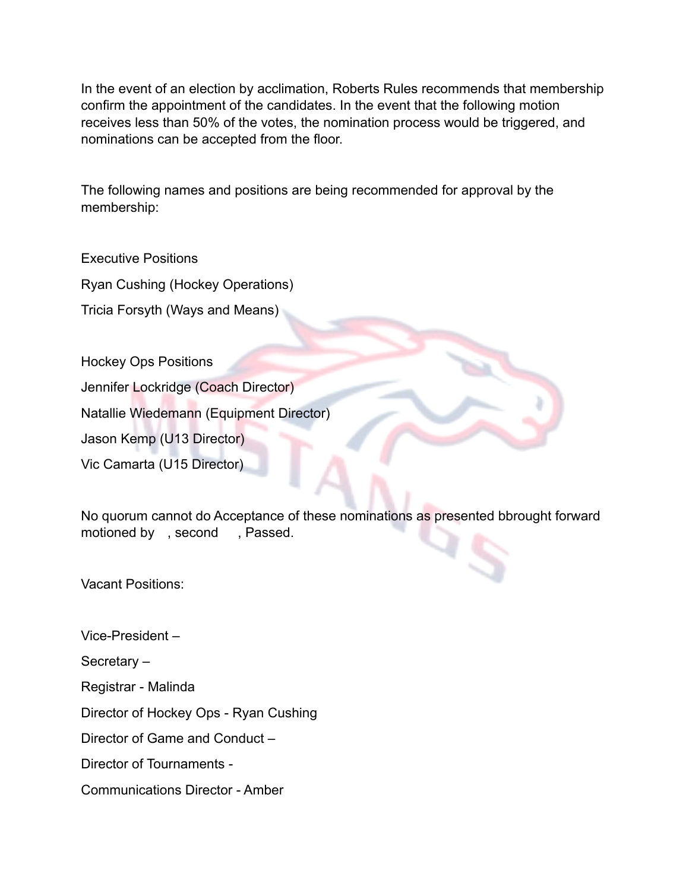In the event of an election by acclimation, Roberts Rules recommends that membership confirm the appointment of the candidates. In the event that the following motion receives less than 50% of the votes, the nomination process would be triggered, and nominations can be accepted from the floor.

The following names and positions are being recommended for approval by the membership:

Executive Positions

Ryan Cushing (Hockey Operations)

Tricia Forsyth (Ways and Means)

Hockey Ops Positions

Jennifer Lockridge (Coach Director)

Natallie Wiedemann (Equipment Director)

Jason Kemp (U13 Director)

Vic Camarta (U15 Director)

No quorum cannot do Acceptance of these nominations as presented bbrought forward motioned by , second , Passed.

Vacant Positions:

Vice-President –

Secretary –

Registrar - Malinda

Director of Hockey Ops - Ryan Cushing

Director of Game and Conduct –

Director of Tournaments -

Communications Director - Amber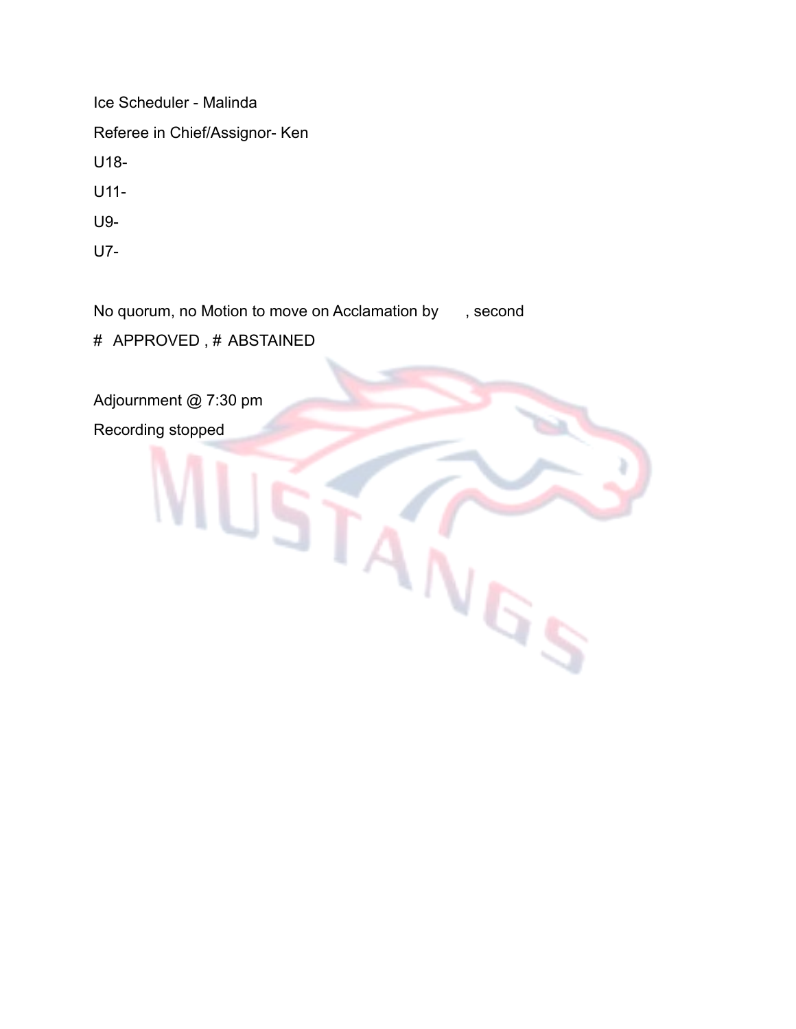Ice Scheduler - Malinda

Referee in Chief/Assignor- Ken

U18-

U11-

U9-

U7-

No quorum, no Motion to move on Acclamation by , second

# APPROVED , # ABSTAINED

Adjournment @ 7:30 pm

Recording stopped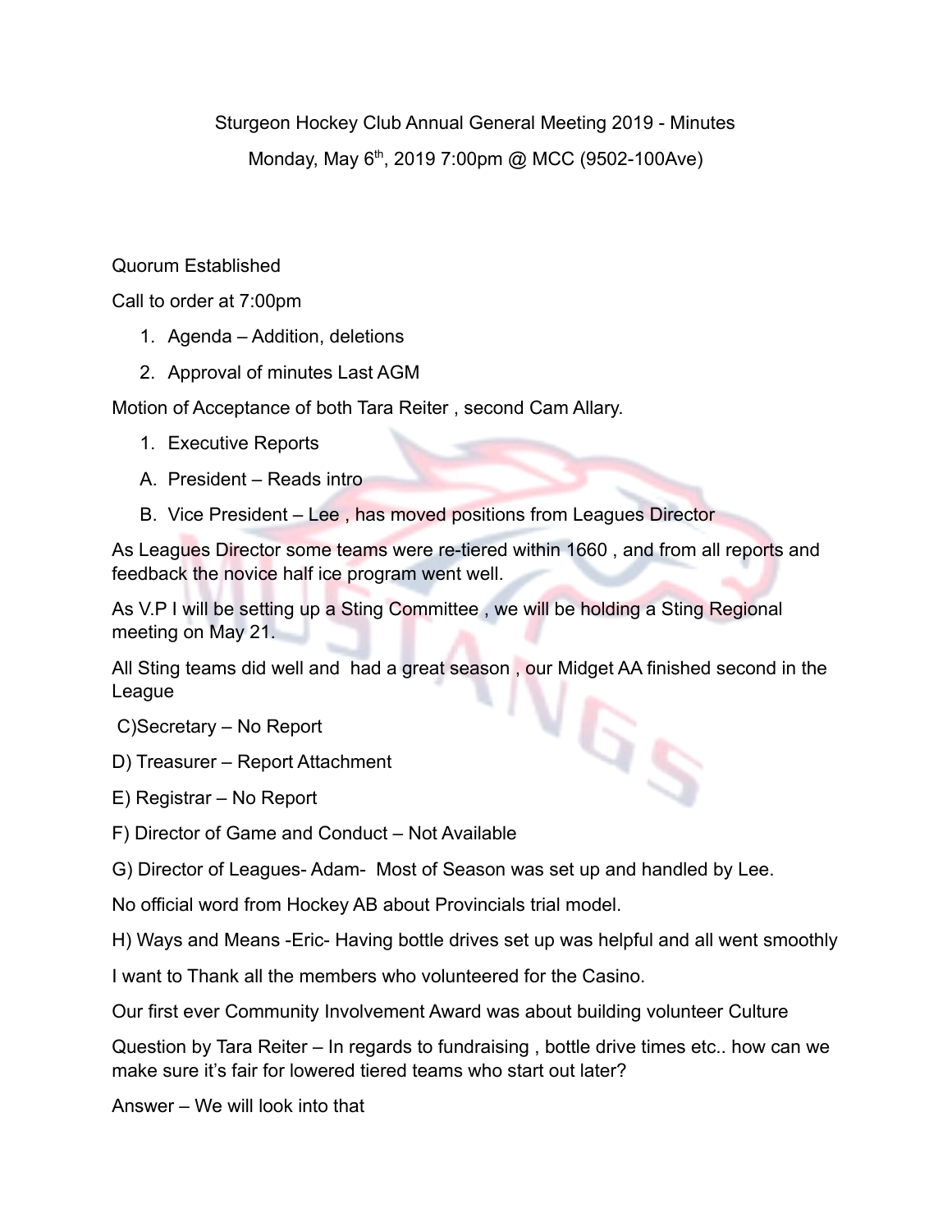Sturgeon Hockey Club Annual General Meeting 2019 - Minutes

Monday, May 6th, 2019 7:00pm @ MCC (9502-100Ave)

Quorum Established

Call to order at 7:00pm

1. Agenda – Addition, deletions
2. Approval of minutes Last AGM

Motion of Acceptance of both Tara Reiter , second Cam Allary.

1. Executive Reports

A. President – Reads intro

B. Vice President – Lee , has moved positions from Leagues Director

As Leagues Director some teams were re-tiered within 1660 , and from all reports and feedback the novice half ice program went well.

As V.P I will be setting up a Sting Committee , we will be holding a Sting Regional meeting on May 21.

All Sting teams did well and had a great season , our Midget AA finished second in the League

C)Secretary – No Report

D) Treasurer – Report Attachment

E) Registrar – No Report

F) Director of Game and Conduct – Not Available

G) Director of Leagues- Adam- Most of Season was set up and handled by Lee.

No official word from Hockey AB about Provincials trial model.

H) Ways and Means -Eric- Having bottle drives set up was helpful and all went smoothly

I want to Thank all the members who volunteered for the Casino.

Our first ever Community Involvement Award was about building volunteer Culture

Question by Tara Reiter – In regards to fundraising , bottle drive times etc.. how can we make sure it's fair for lowered tiered teams who start out later?

Answer – We will look into that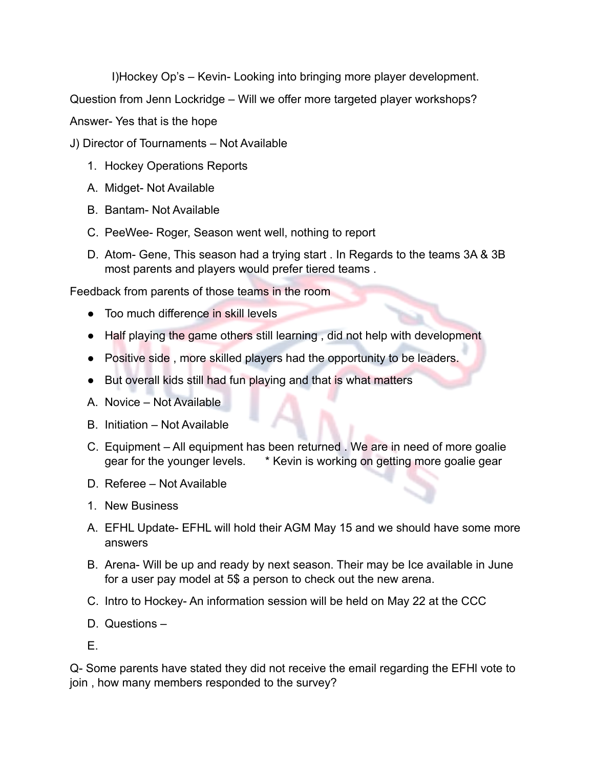I)Hockey Op's – Kevin- Looking into bringing more player development.

Question from Jenn Lockridge – Will we offer more targeted player workshops?

Answer- Yes that is the hope

J) Director of Tournaments – Not Available

1. Hockey Operations Reports

A. Midget- Not Available

B. Bantam- Not Available

C. PeeWee- Roger, Season went well, nothing to report

D. Atom- Gene, This season had a trying start . In Regards to the teams 3A & 3B most parents and players would prefer tiered teams .

Feedback from parents of those teams in the room

- Too much difference in skill levels
- Half playing the game others still learning , did not help with development
- Positive side , more skilled players had the opportunity to be leaders.
- But overall kids still had fun playing and that is what matters

A. Novice – Not Available

B. Initiation – Not Available

C. Equipment – All equipment has been returned . We are in need of more goalie gear for the younger levels. * Kevin is working on getting more goalie gear

D. Referee – Not Available

1. New Business

A. EFHL Update- EFHL will hold their AGM May 15 and we should have some more answers

B. Arena- Will be up and ready by next season. Their may be Ice available in June for a user pay model at 5$ a person to check out the new arena.

C. Intro to Hockey- An information session will be held on May 22 at the CCC

D. Questions –

E.

Q- Some parents have stated they did not receive the email regarding the EFHl vote to join , how many members responded to the survey?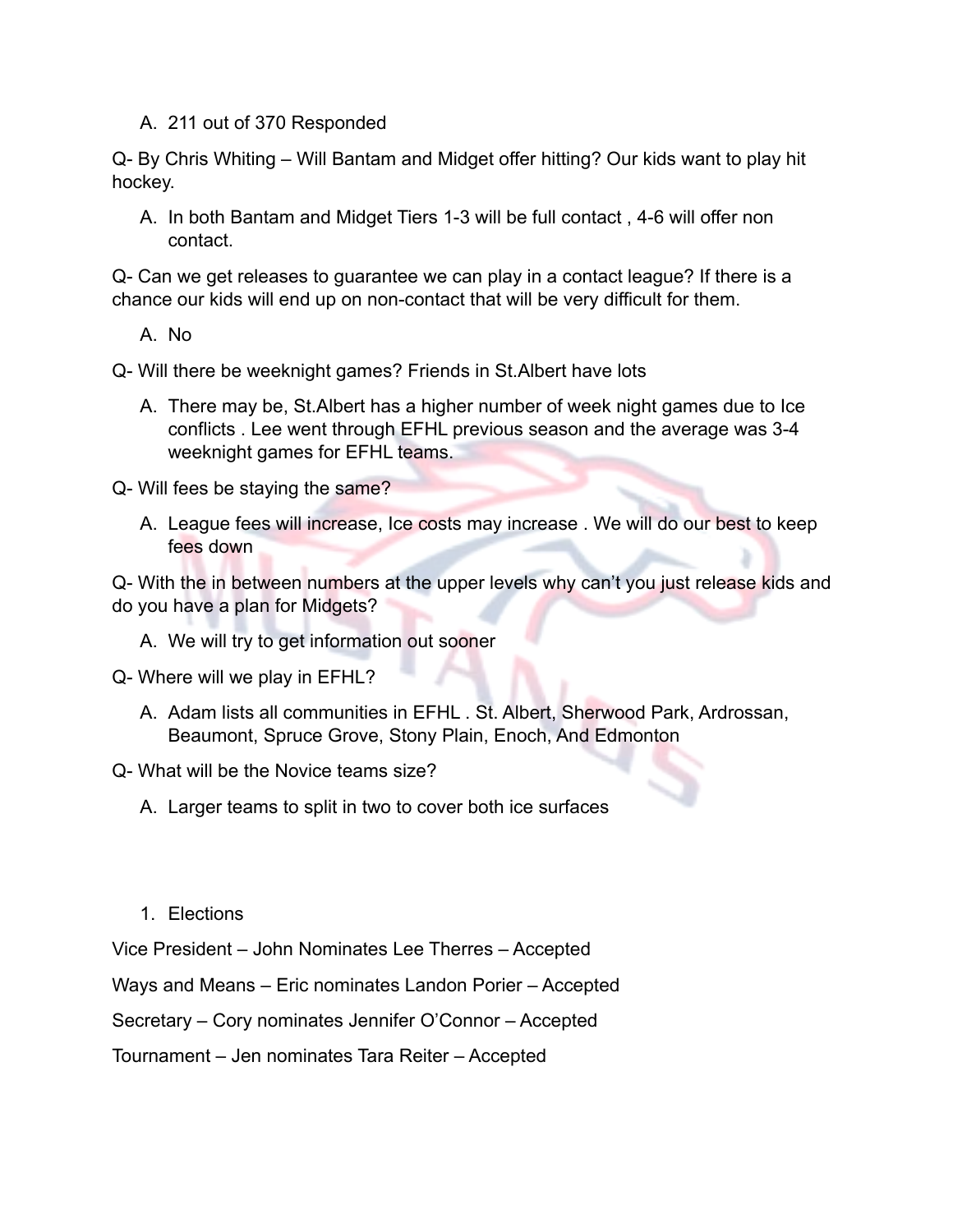A. 211 out of 370 Responded

Q- By Chris Whiting – Will Bantam and Midget offer hitting? Our kids want to play hit hockey.

A. In both Bantam and Midget Tiers 1-3 will be full contact , 4-6 will offer non contact.

Q- Can we get releases to guarantee we can play in a contact league? If there is a chance our kids will end up on non-contact that will be very difficult for them.

A. No

Q- Will there be weeknight games? Friends in St.Albert have lots

A. There may be, St.Albert has a higher number of week night games due to Ice conflicts . Lee went through EFHL previous season and the average was 3-4 weeknight games for EFHL teams.

Q- Will fees be staying the same?

A. League fees will increase, Ice costs may increase . We will do our best to keep fees down

Q- With the in between numbers at the upper levels why can't you just release kids and do you have a plan for Midgets?

A. We will try to get information out sooner

Q- Where will we play in EFHL?

A. Adam lists all communities in EFHL . St. Albert, Sherwood Park, Ardrossan, Beaumont, Spruce Grove, Stony Plain, Enoch, And Edmonton

Q- What will be the Novice teams size?

A. Larger teams to split in two to cover both ice surfaces

1. Elections

Vice President – John Nominates Lee Therres – Accepted

Ways and Means – Eric nominates Landon Porier – Accepted

Secretary – Cory nominates Jennifer O'Connor – Accepted

Tournament – Jen nominates Tara Reiter – Accepted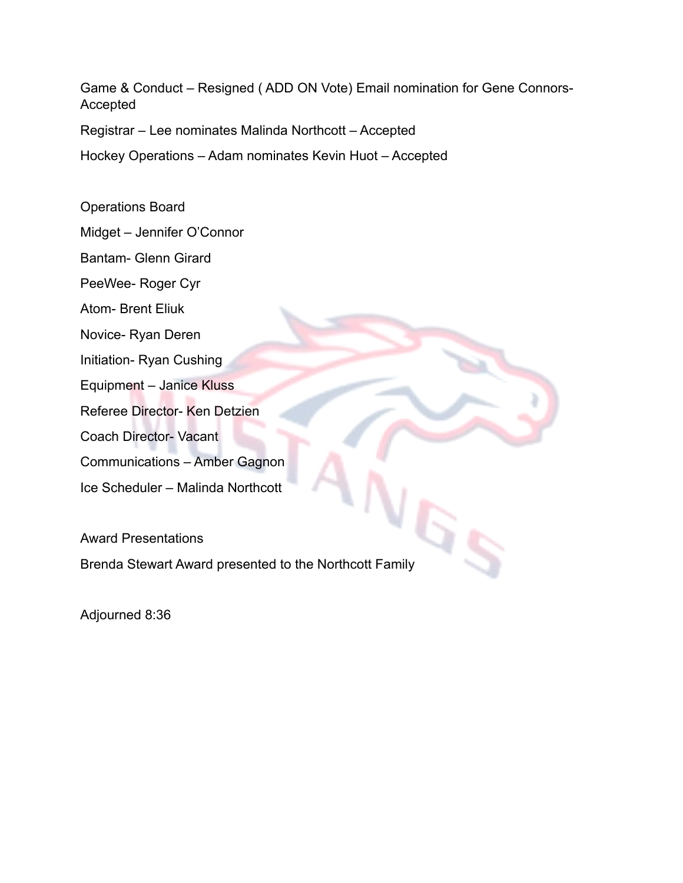Game & Conduct – Resigned ( ADD ON Vote) Email nomination for Gene Connors- Accepted

Registrar – Lee nominates Malinda Northcott – Accepted

Hockey Operations – Adam nominates Kevin Huot – Accepted

Operations Board

Midget – Jennifer O'Connor

Bantam- Glenn Girard

PeeWee- Roger Cyr

Atom- Brent Eliuk

Novice- Ryan Deren

Initiation- Ryan Cushing

Equipment – Janice Kluss

Referee Director- Ken Detzien

Coach Director- Vacant

Communications – Amber Gagnon

Ice Scheduler – Malinda Northcott

Award Presentations

Brenda Stewart Award presented to the Northcott Family

Adjourned 8:36